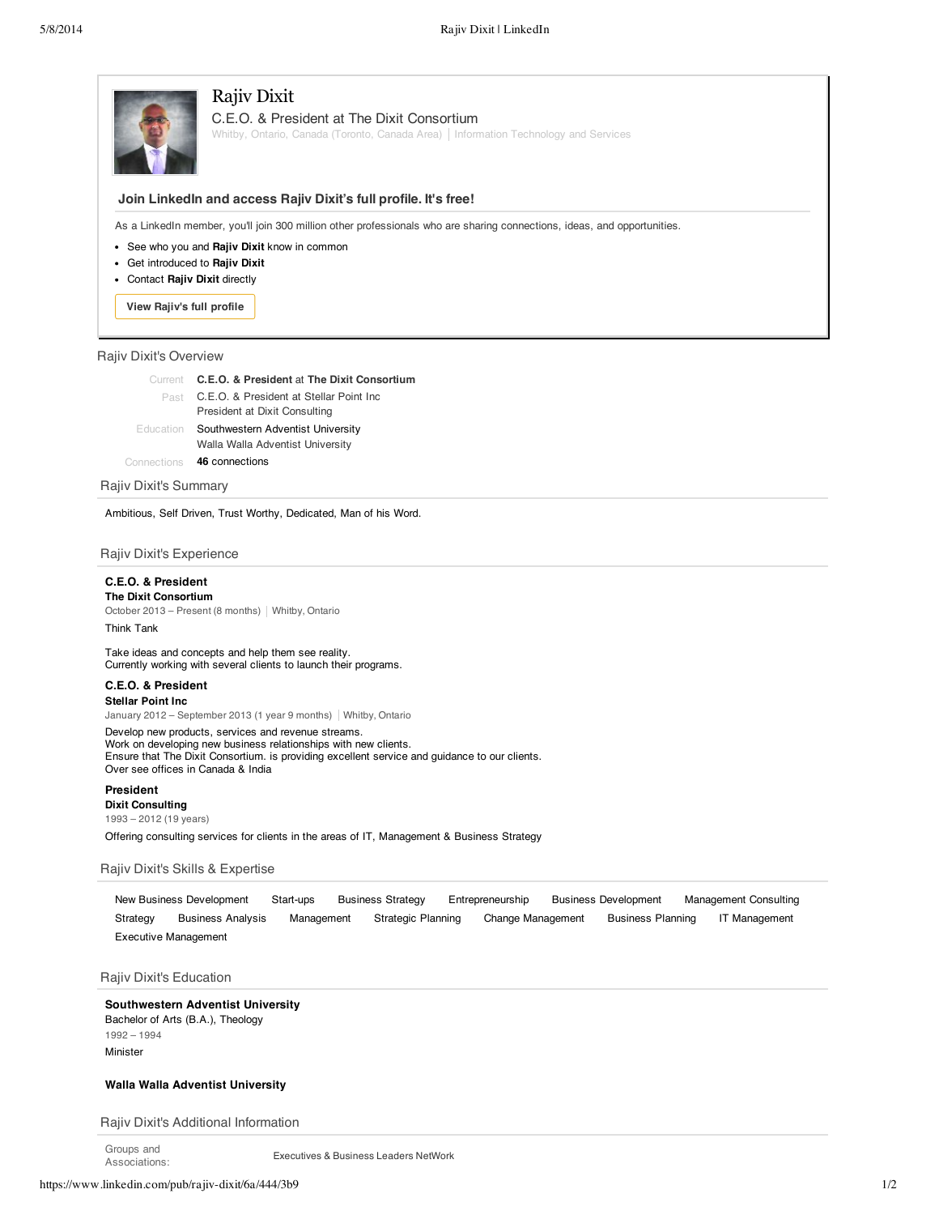# Rajiv Dixit

C.E.O. & President at The Dixit Consortium

Whitby, Ontario, Canada (Toronto, Canada Area) | Information Technology and Services

### Join LinkedIn and access Rajiv Dixit's full profile. It's free!

As a LinkedIn member, you'll join 300 million other professionals who are sharing connections, ideas, and opportunities.

- See who you and **Rajiv Dixit** know in common
- Get introduced to **Rajiv Dixit**
- Contact **Rajiv Dixit** directly

View Rajiv's full profile

## Rajiv Dixit's Overview

| | |
|---|---|
| Current | **C.E.O. & President** at **The Dixit Consortium** |
| Past | C.E.O. & President at Stellar Point Inc<br>President at Dixit Consulting |
| Education | Southwestern Adventist University<br>Walla Walla Adventist University |
| Connections | **46** connections |

## Rajiv Dixit's Summary

Ambitious, Self Driven, Trust Worthy, Dedicated, Man of his Word.

## Rajiv Dixit's Experience

**C.E.O. & President**
**The Dixit Consortium**
October 2013 – Present (8 months) | Whitby, Ontario

Think Tank

Take ideas and concepts and help them see reality.
Currently working with several clients to launch their programs.

**C.E.O. & President**
**Stellar Point Inc**
January 2012 – September 2013 (1 year 9 months) | Whitby, Ontario

Develop new products, services and revenue streams.
Work on developing new business relationships with new clients.
Ensure that The Dixit Consortium. is providing excellent service and guidance to our clients.
Over see offices in Canada & India

**President**
**Dixit Consulting**
1993 – 2012 (19 years)

Offering consulting services for clients in the areas of IT, Management & Business Strategy

## Rajiv Dixit's Skills & Expertise

New Business Development, Start-ups, Business Strategy, Entrepreneurship, Business Development, Management Consulting, Strategy, Business Analysis, Management, Strategic Planning, Change Management, Business Planning, IT Management, Executive Management

## Rajiv Dixit's Education

**Southwestern Adventist University**
Bachelor of Arts (B.A.), Theology
1992 – 1994

Minister

**Walla Walla Adventist University**

## Rajiv Dixit's Additional Information

| | |
|---|---|
| Groups and Associations: | Executives & Business Leaders NetWork |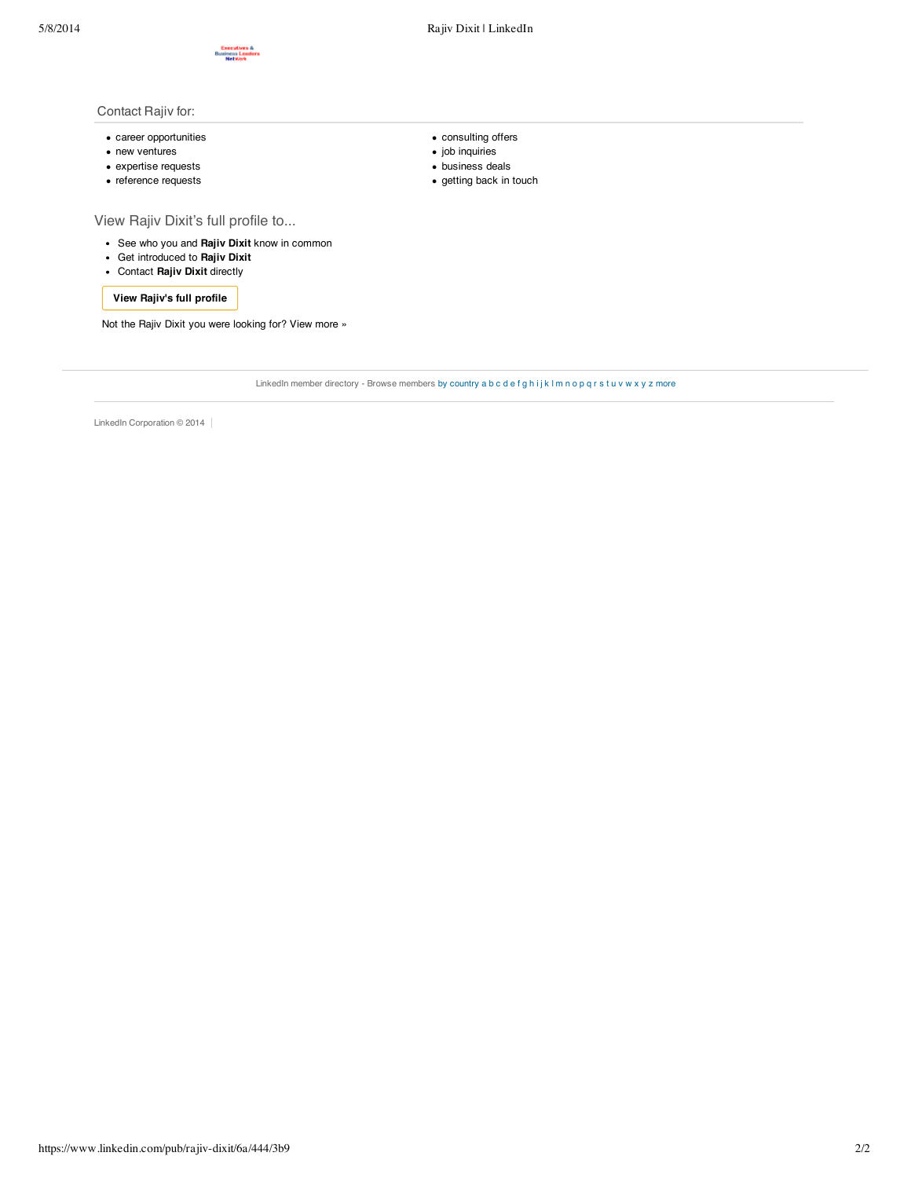Executives & Business Leaders Network

## Contact Rajiv for:

- career opportunities
- new ventures
- expertise requests
- reference requests
- consulting offers
- job inquiries
- business deals
- getting back in touch

## View Rajiv Dixit's full profile to...

- See who you and **Rajiv Dixit** know in common
- Get introduced to **Rajiv Dixit**
- Contact **Rajiv Dixit** directly

**View Rajiv's full profile**

Not the Rajiv Dixit you were looking for? View more »

LinkedIn member directory - Browse members by country a b c d e f g h i j k l m n o p q r s t u v w x y z more

LinkedIn Corporation © 2014